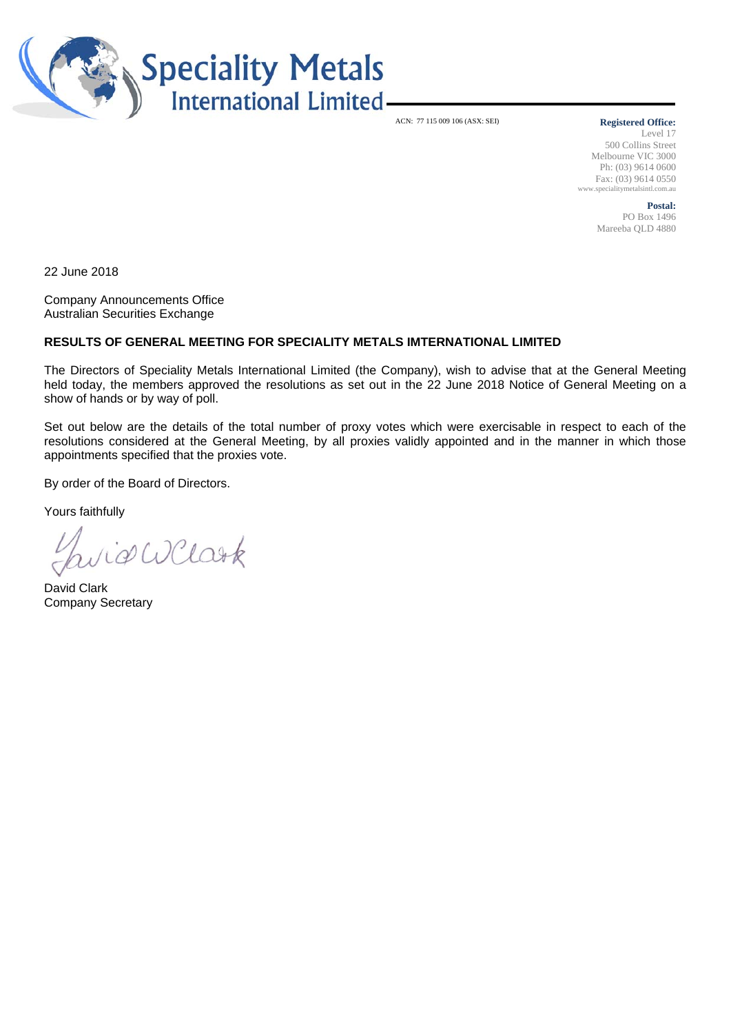# Speciality Metals International Limited

ACN: 77 115 009 106 (ASX: SEI)

**Registered Office:**
Level 17
500 Collins Street
Melbourne VIC 3000
Ph: (03) 9614 0600
Fax: (03) 9614 0550
www.specialitymetalsintl.com.au

**Postal:**
PO Box 1496
Mareeba QLD 4880

22 June 2018

Company Announcements Office
Australian Securities Exchange

**RESULTS OF GENERAL MEETING FOR SPECIALITY METALS IMTERNATIONAL LIMITED**

The Directors of Speciality Metals International Limited (the Company), wish to advise that at the General Meeting held today, the members approved the resolutions as set out in the 22 June 2018 Notice of General Meeting on a show of hands or by way of poll.

Set out below are the details of the total number of proxy votes which were exercisable in respect to each of the resolutions considered at the General Meeting, by all proxies validly appointed and in the manner in which those appointments specified that the proxies vote.

By order of the Board of Directors.

Yours faithfully

David Clark
Company Secretary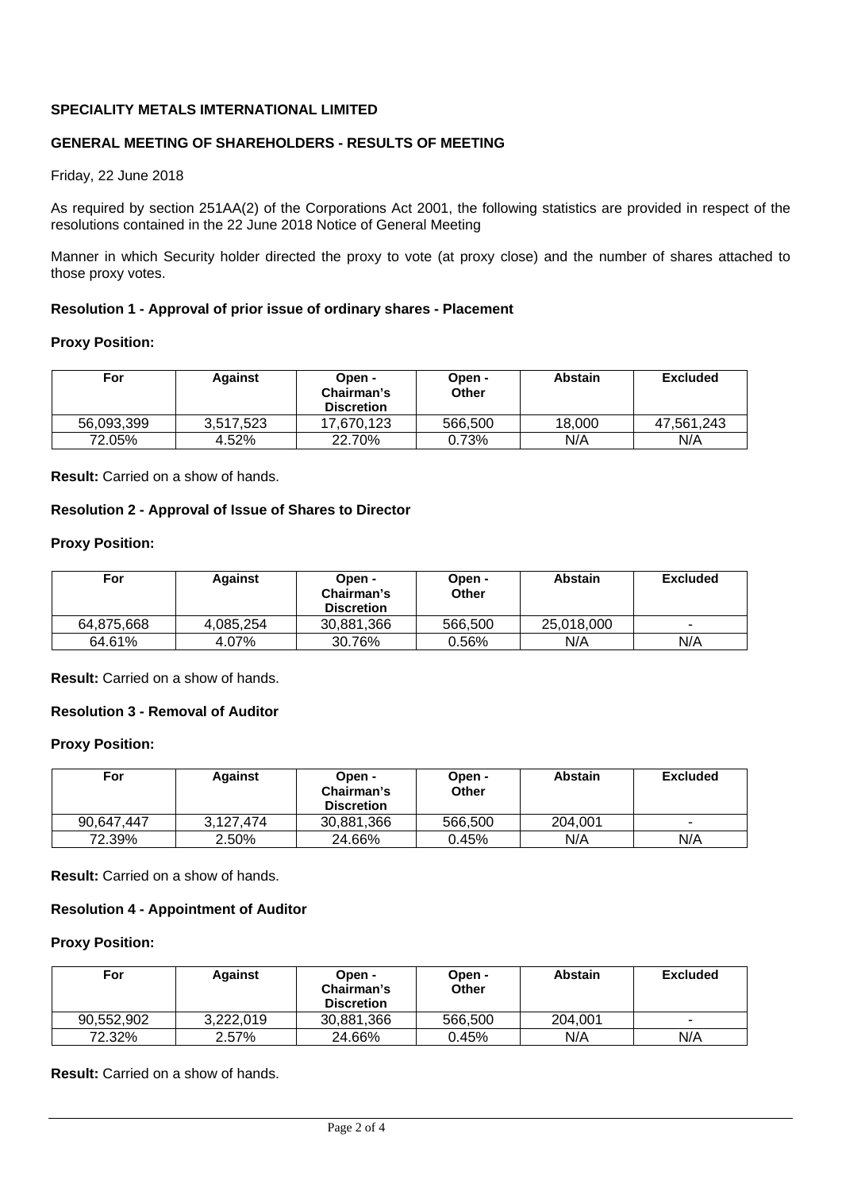**SPECIALITY METALS IMTERNATIONAL LIMITED**

**GENERAL MEETING OF SHAREHOLDERS - RESULTS OF MEETING**

Friday, 22 June 2018

As required by section 251AA(2) of the Corporations Act 2001, the following statistics are provided in respect of the resolutions contained in the 22 June 2018 Notice of General Meeting

Manner in which Security holder directed the proxy to vote (at proxy close) and the number of shares attached to those proxy votes.

**Resolution 1 - Approval of prior issue of ordinary shares - Placement**

**Proxy Position:**

| For | Against | Open - Chairman's Discretion | Open - Other | Abstain | Excluded |
|---|---|---|---|---|---|
| 56,093,399 | 3,517,523 | 17,670,123 | 566,500 | 18,000 | 47,561,243 |
| 72.05% | 4.52% | 22.70% | 0.73% | N/A | N/A |

**Result:** Carried on a show of hands.

**Resolution 2 - Approval of Issue of Shares to Director**

**Proxy Position:**

| For | Against | Open - Chairman's Discretion | Open - Other | Abstain | Excluded |
|---|---|---|---|---|---|
| 64,875,668 | 4,085,254 | 30,881,366 | 566,500 | 25,018,000 | - |
| 64.61% | 4.07% | 30.76% | 0.56% | N/A | N/A |

**Result:** Carried on a show of hands.

**Resolution 3 - Removal of Auditor**

**Proxy Position:**

| For | Against | Open - Chairman's Discretion | Open - Other | Abstain | Excluded |
|---|---|---|---|---|---|
| 90,647,447 | 3,127,474 | 30,881,366 | 566,500 | 204,001 | - |
| 72.39% | 2.50% | 24.66% | 0.45% | N/A | N/A |

**Result:** Carried on a show of hands.

**Resolution 4 - Appointment of Auditor**

**Proxy Position:**

| For | Against | Open - Chairman's Discretion | Open - Other | Abstain | Excluded |
|---|---|---|---|---|---|
| 90,552,902 | 3,222,019 | 30,881,366 | 566,500 | 204,001 | - |
| 72.32% | 2.57% | 24.66% | 0.45% | N/A | N/A |

**Result:** Carried on a show of hands.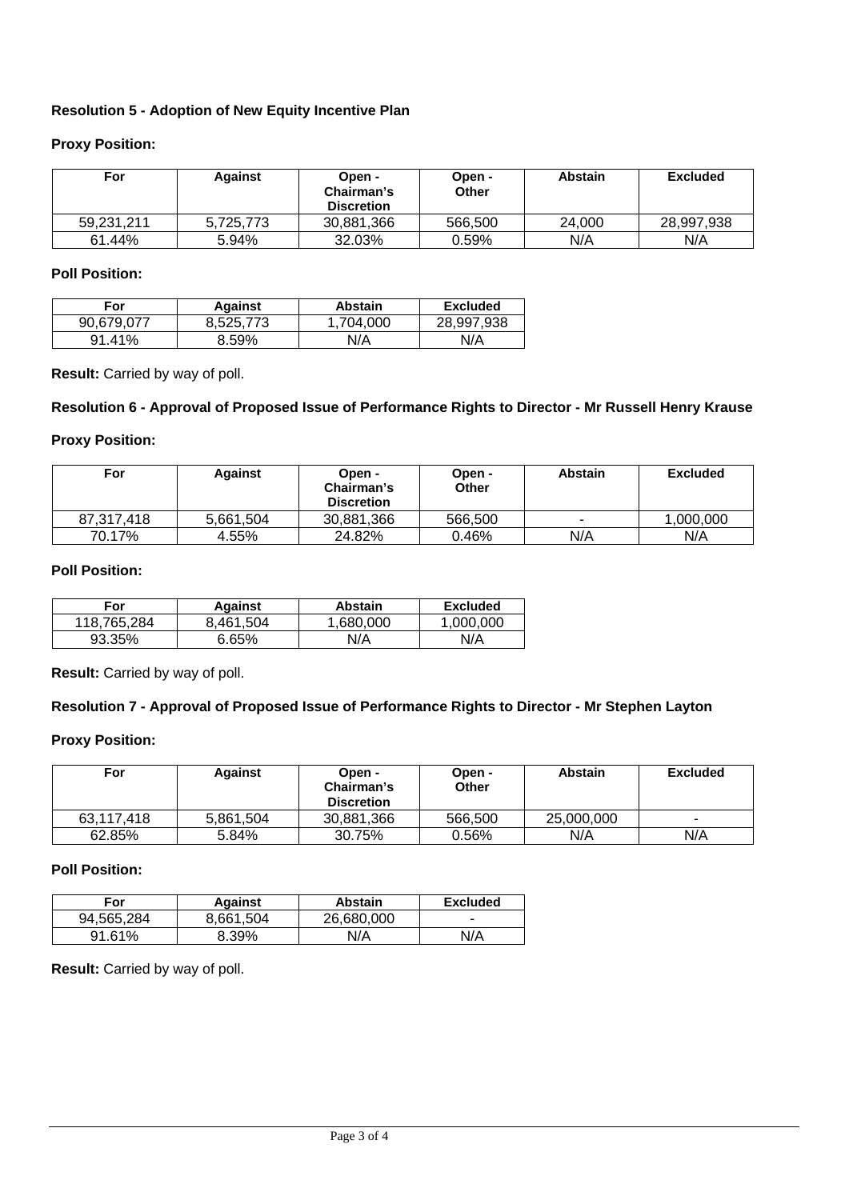### Resolution 5 - Adoption of New Equity Incentive Plan

**Proxy Position:**

| For | Against | Open - Chairman's Discretion | Open - Other | Abstain | Excluded |
|---|---|---|---|---|---|
| 59,231,211 | 5,725,773 | 30,881,366 | 566,500 | 24,000 | 28,997,938 |
| 61.44% | 5.94% | 32.03% | 0.59% | N/A | N/A |

**Poll Position:**

| For | Against | Abstain | Excluded |
|---|---|---|---|
| 90,679,077 | 8,525,773 | 1,704,000 | 28,997,938 |
| 91.41% | 8.59% | N/A | N/A |

**Result:** Carried by way of poll.

### Resolution 6 - Approval of Proposed Issue of Performance Rights to Director - Mr Russell Henry Krause

**Proxy Position:**

| For | Against | Open - Chairman's Discretion | Open - Other | Abstain | Excluded |
|---|---|---|---|---|---|
| 87,317,418 | 5,661,504 | 30,881,366 | 566,500 | - | 1,000,000 |
| 70.17% | 4.55% | 24.82% | 0.46% | N/A | N/A |

**Poll Position:**

| For | Against | Abstain | Excluded |
|---|---|---|---|
| 118,765,284 | 8,461,504 | 1,680,000 | 1,000,000 |
| 93.35% | 6.65% | N/A | N/A |

**Result:** Carried by way of poll.

### Resolution 7 - Approval of Proposed Issue of Performance Rights to Director - Mr Stephen Layton

**Proxy Position:**

| For | Against | Open - Chairman's Discretion | Open - Other | Abstain | Excluded |
|---|---|---|---|---|---|
| 63,117,418 | 5,861,504 | 30,881,366 | 566,500 | 25,000,000 | - |
| 62.85% | 5.84% | 30.75% | 0.56% | N/A | N/A |

**Poll Position:**

| For | Against | Abstain | Excluded |
|---|---|---|---|
| 94,565,284 | 8,661,504 | 26,680,000 | - |
| 91.61% | 8.39% | N/A | N/A |

**Result:** Carried by way of poll.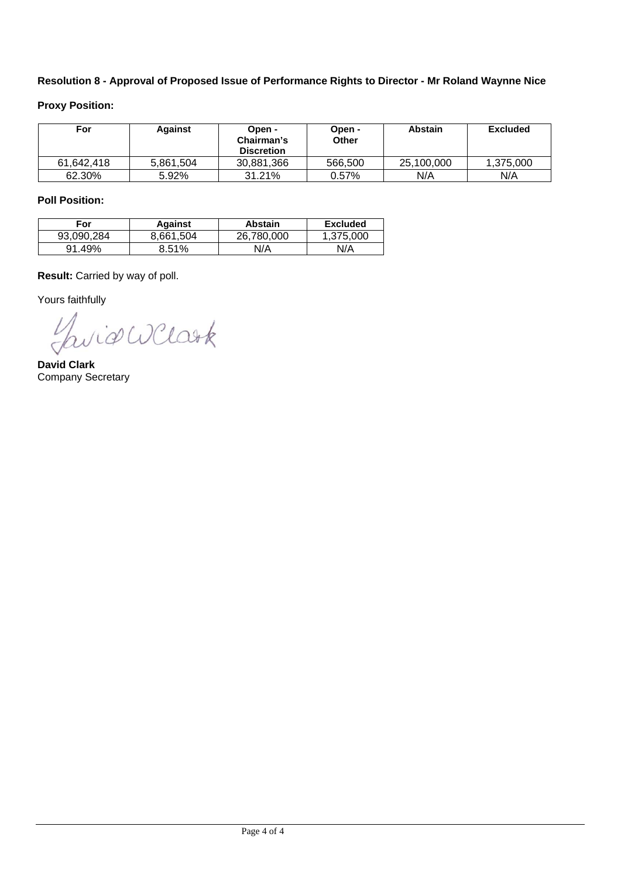**Resolution 8 - Approval of Proposed Issue of Performance Rights to Director - Mr Roland Waynne Nice**

**Proxy Position:**

| For | Against | Open - Chairman's Discretion | Open - Other | Abstain | Excluded |
|---|---|---|---|---|---|
| 61,642,418 | 5,861,504 | 30,881,366 | 566,500 | 25,100,000 | 1,375,000 |
| 62.30% | 5.92% | 31.21% | 0.57% | N/A | N/A |

**Poll Position:**

| For | Against | Abstain | Excluded |
|---|---|---|---|
| 93,090,284 | 8,661,504 | 26,780,000 | 1,375,000 |
| 91.49% | 8.51% | N/A | N/A |

**Result:** Carried by way of poll.

Yours faithfully

**David Clark**
Company Secretary